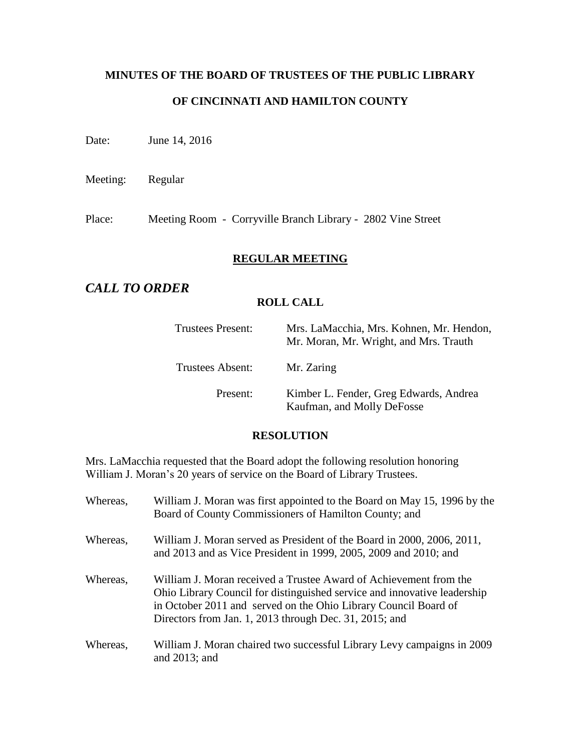**MINUTES OF THE BOARD OF TRUSTEES OF THE PUBLIC LIBRARY**

**OF CINCINNATI AND HAMILTON COUNTY**

Date: June 14, 2016

Meeting: Regular

Place: Meeting Room - Corryville Branch Library - 2802 Vine Street

## REGULAR MEETING

## *CALL TO ORDER*

### ROLL CALL

| | |
|---|---|
| Trustees Present: | Mrs. LaMacchia, Mrs. Kohnen, Mr. Hendon, Mr. Moran, Mr. Wright, and Mrs. Trauth |
| Trustees Absent: | Mr. Zaring |
| Present: | Kimber L. Fender, Greg Edwards, Andrea Kaufman, and Molly DeFosse |

### RESOLUTION

Mrs. LaMacchia requested that the Board adopt the following resolution honoring William J. Moran's 20 years of service on the Board of Library Trustees.

Whereas, William J. Moran was first appointed to the Board on May 15, 1996 by the Board of County Commissioners of Hamilton County; and

Whereas, William J. Moran served as President of the Board in 2000, 2006, 2011, and 2013 and as Vice President in 1999, 2005, 2009 and 2010; and

Whereas, William J. Moran received a Trustee Award of Achievement from the Ohio Library Council for distinguished service and innovative leadership in October 2011 and served on the Ohio Library Council Board of Directors from Jan. 1, 2013 through Dec. 31, 2015; and

Whereas, William J. Moran chaired two successful Library Levy campaigns in 2009 and 2013; and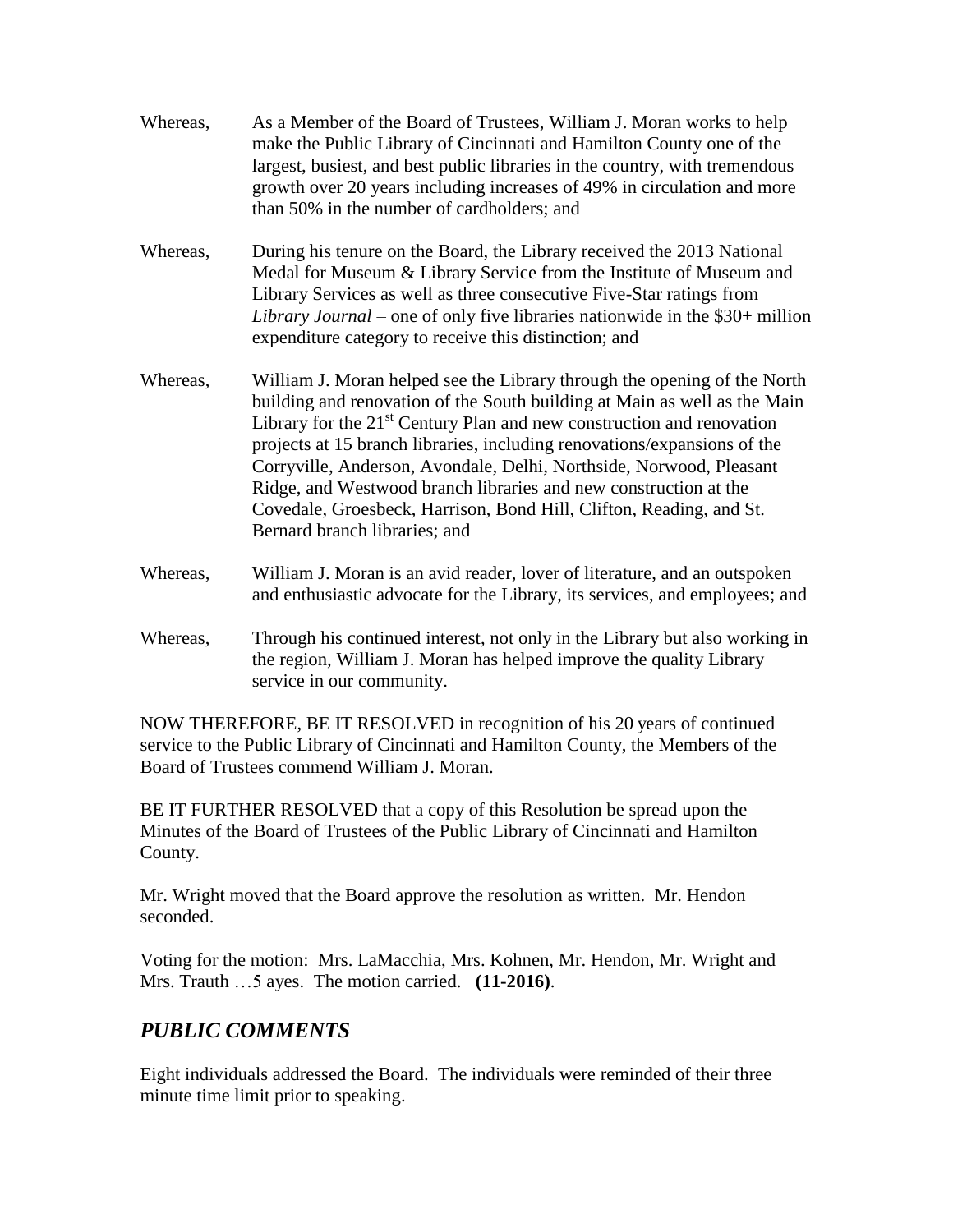Whereas, As a Member of the Board of Trustees, William J. Moran works to help make the Public Library of Cincinnati and Hamilton County one of the largest, busiest, and best public libraries in the country, with tremendous growth over 20 years including increases of 49% in circulation and more than 50% in the number of cardholders; and

Whereas, During his tenure on the Board, the Library received the 2013 National Medal for Museum & Library Service from the Institute of Museum and Library Services as well as three consecutive Five-Star ratings from *Library Journal* – one of only five libraries nationwide in the $30+ million expenditure category to receive this distinction; and

Whereas, William J. Moran helped see the Library through the opening of the North building and renovation of the South building at Main as well as the Main Library for the 21st Century Plan and new construction and renovation projects at 15 branch libraries, including renovations/expansions of the Corryville, Anderson, Avondale, Delhi, Northside, Norwood, Pleasant Ridge, and Westwood branch libraries and new construction at the Covedale, Groesbeck, Harrison, Bond Hill, Clifton, Reading, and St. Bernard branch libraries; and

Whereas, William J. Moran is an avid reader, lover of literature, and an outspoken and enthusiastic advocate for the Library, its services, and employees; and

Whereas, Through his continued interest, not only in the Library but also working in the region, William J. Moran has helped improve the quality Library service in our community.

NOW THEREFORE, BE IT RESOLVED in recognition of his 20 years of continued service to the Public Library of Cincinnati and Hamilton County, the Members of the Board of Trustees commend William J. Moran.

BE IT FURTHER RESOLVED that a copy of this Resolution be spread upon the Minutes of the Board of Trustees of the Public Library of Cincinnati and Hamilton County.

Mr. Wright moved that the Board approve the resolution as written. Mr. Hendon seconded.

Voting for the motion: Mrs. LaMacchia, Mrs. Kohnen, Mr. Hendon, Mr. Wright and Mrs. Trauth …5 ayes. The motion carried. **(11-2016)**.

## *PUBLIC COMMENTS*

Eight individuals addressed the Board. The individuals were reminded of their three minute time limit prior to speaking.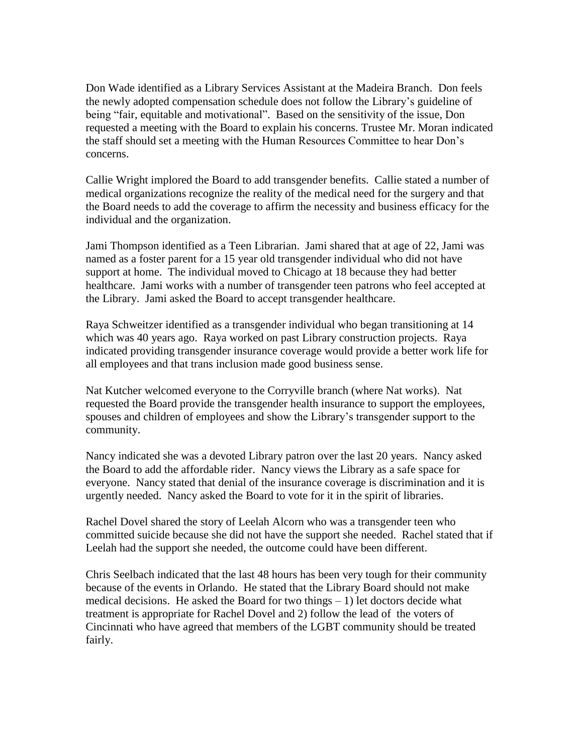Don Wade identified as a Library Services Assistant at the Madeira Branch. Don feels the newly adopted compensation schedule does not follow the Library's guideline of being "fair, equitable and motivational". Based on the sensitivity of the issue, Don requested a meeting with the Board to explain his concerns. Trustee Mr. Moran indicated the staff should set a meeting with the Human Resources Committee to hear Don's concerns.

Callie Wright implored the Board to add transgender benefits. Callie stated a number of medical organizations recognize the reality of the medical need for the surgery and that the Board needs to add the coverage to affirm the necessity and business efficacy for the individual and the organization.

Jami Thompson identified as a Teen Librarian. Jami shared that at age of 22, Jami was named as a foster parent for a 15 year old transgender individual who did not have support at home. The individual moved to Chicago at 18 because they had better healthcare. Jami works with a number of transgender teen patrons who feel accepted at the Library. Jami asked the Board to accept transgender healthcare.

Raya Schweitzer identified as a transgender individual who began transitioning at 14 which was 40 years ago. Raya worked on past Library construction projects. Raya indicated providing transgender insurance coverage would provide a better work life for all employees and that trans inclusion made good business sense.

Nat Kutcher welcomed everyone to the Corryville branch (where Nat works). Nat requested the Board provide the transgender health insurance to support the employees, spouses and children of employees and show the Library's transgender support to the community.

Nancy indicated she was a devoted Library patron over the last 20 years. Nancy asked the Board to add the affordable rider. Nancy views the Library as a safe space for everyone. Nancy stated that denial of the insurance coverage is discrimination and it is urgently needed. Nancy asked the Board to vote for it in the spirit of libraries.

Rachel Dovel shared the story of Leelah Alcorn who was a transgender teen who committed suicide because she did not have the support she needed. Rachel stated that if Leelah had the support she needed, the outcome could have been different.

Chris Seelbach indicated that the last 48 hours has been very tough for their community because of the events in Orlando. He stated that the Library Board should not make medical decisions. He asked the Board for two things – 1) let doctors decide what treatment is appropriate for Rachel Dovel and 2) follow the lead of the voters of Cincinnati who have agreed that members of the LGBT community should be treated fairly.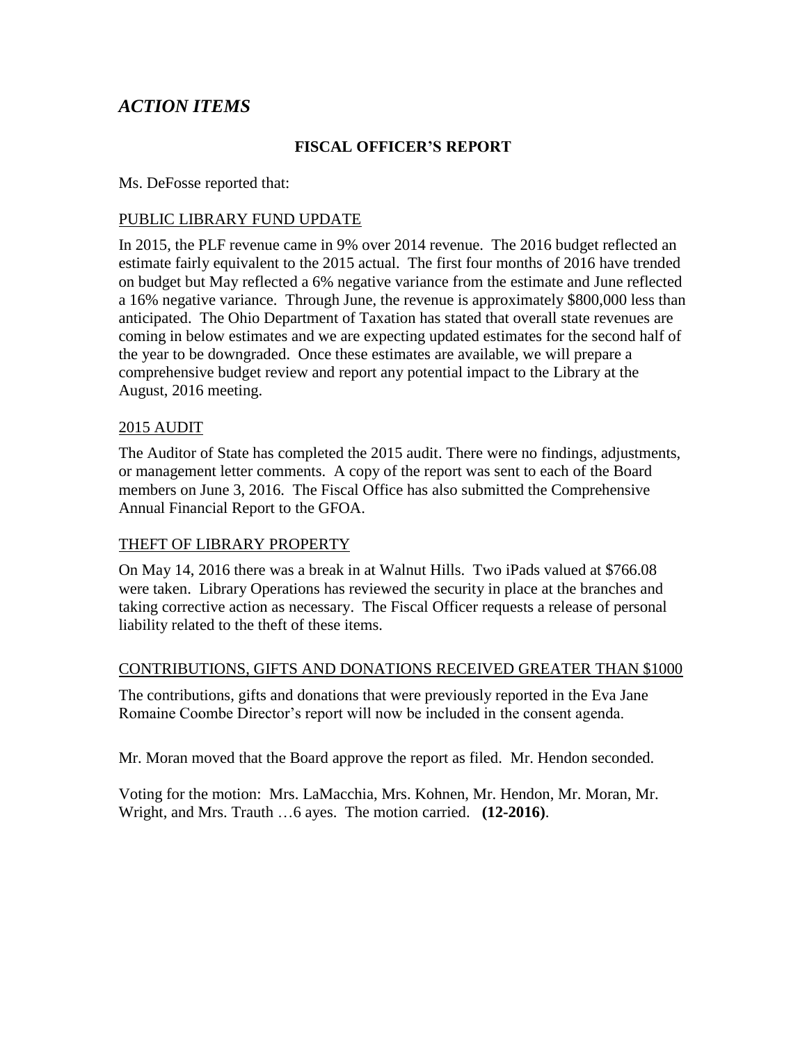## *ACTION ITEMS*

### FISCAL OFFICER'S REPORT

Ms. DeFosse reported that:

PUBLIC LIBRARY FUND UPDATE

In 2015, the PLF revenue came in 9% over 2014 revenue. The 2016 budget reflected an estimate fairly equivalent to the 2015 actual. The first four months of 2016 have trended on budget but May reflected a 6% negative variance from the estimate and June reflected a 16% negative variance. Through June, the revenue is approximately $800,000 less than anticipated. The Ohio Department of Taxation has stated that overall state revenues are coming in below estimates and we are expecting updated estimates for the second half of the year to be downgraded. Once these estimates are available, we will prepare a comprehensive budget review and report any potential impact to the Library at the August, 2016 meeting.

2015 AUDIT

The Auditor of State has completed the 2015 audit. There were no findings, adjustments, or management letter comments. A copy of the report was sent to each of the Board members on June 3, 2016. The Fiscal Office has also submitted the Comprehensive Annual Financial Report to the GFOA.

THEFT OF LIBRARY PROPERTY

On May 14, 2016 there was a break in at Walnut Hills. Two iPads valued at $766.08 were taken. Library Operations has reviewed the security in place at the branches and taking corrective action as necessary. The Fiscal Officer requests a release of personal liability related to the theft of these items.

CONTRIBUTIONS, GIFTS AND DONATIONS RECEIVED GREATER THAN $1000

The contributions, gifts and donations that were previously reported in the Eva Jane Romaine Coombe Director's report will now be included in the consent agenda.

Mr. Moran moved that the Board approve the report as filed. Mr. Hendon seconded.

Voting for the motion: Mrs. LaMacchia, Mrs. Kohnen, Mr. Hendon, Mr. Moran, Mr. Wright, and Mrs. Trauth …6 ayes. The motion carried. **(12-2016)**.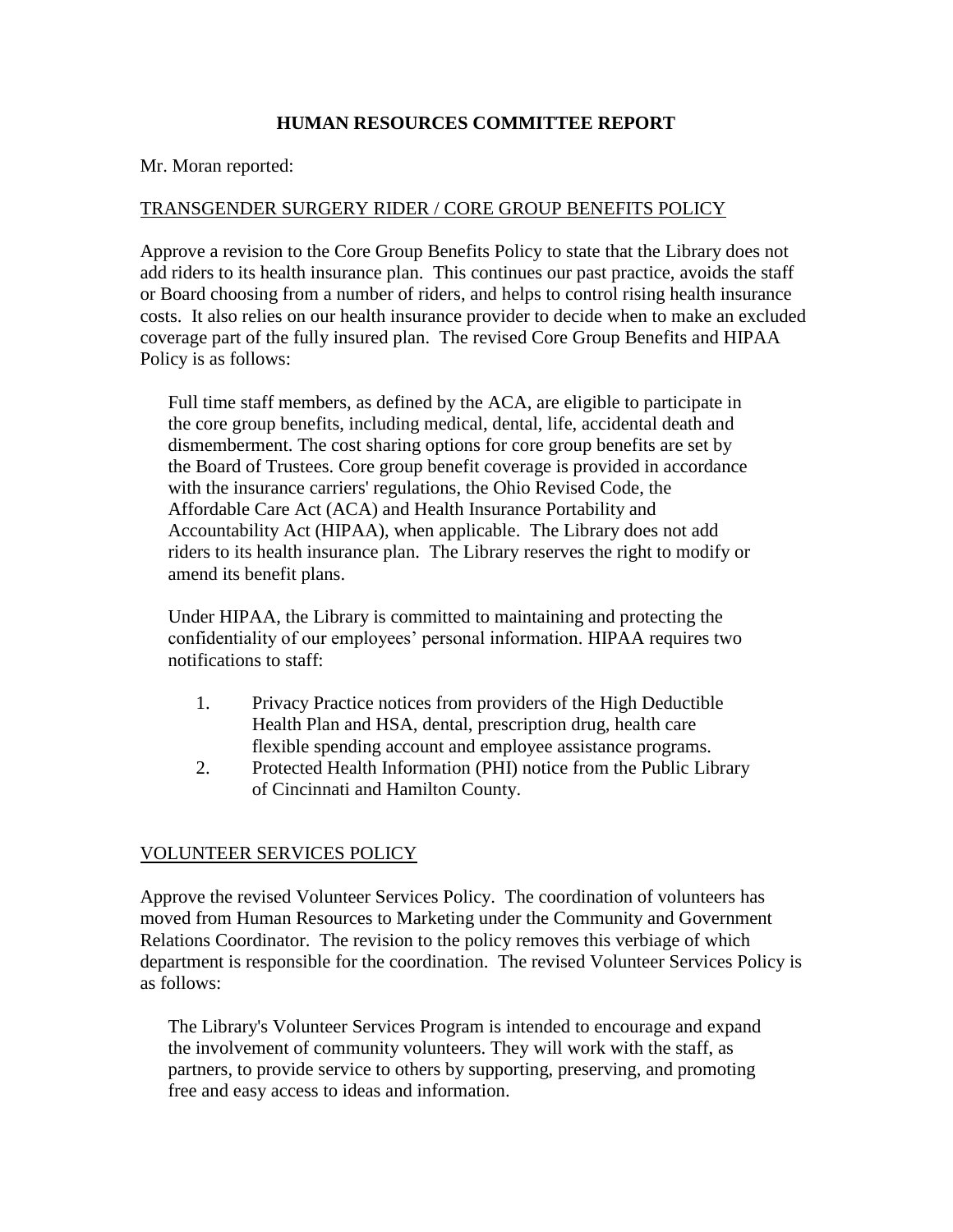# HUMAN RESOURCES COMMITTEE REPORT

Mr. Moran reported:

## TRANSGENDER SURGERY RIDER / CORE GROUP BENEFITS POLICY

Approve a revision to the Core Group Benefits Policy to state that the Library does not add riders to its health insurance plan. This continues our past practice, avoids the staff or Board choosing from a number of riders, and helps to control rising health insurance costs. It also relies on our health insurance provider to decide when to make an excluded coverage part of the fully insured plan. The revised Core Group Benefits and HIPAA Policy is as follows:

> Full time staff members, as defined by the ACA, are eligible to participate in the core group benefits, including medical, dental, life, accidental death and dismemberment. The cost sharing options for core group benefits are set by the Board of Trustees. Core group benefit coverage is provided in accordance with the insurance carriers' regulations, the Ohio Revised Code, the Affordable Care Act (ACA) and Health Insurance Portability and Accountability Act (HIPAA), when applicable. The Library does not add riders to its health insurance plan. The Library reserves the right to modify or amend its benefit plans.
>
> Under HIPAA, the Library is committed to maintaining and protecting the confidentiality of our employees' personal information. HIPAA requires two notifications to staff:
>
> 1. Privacy Practice notices from providers of the High Deductible Health Plan and HSA, dental, prescription drug, health care flexible spending account and employee assistance programs.
> 2. Protected Health Information (PHI) notice from the Public Library of Cincinnati and Hamilton County.

## VOLUNTEER SERVICES POLICY

Approve the revised Volunteer Services Policy. The coordination of volunteers has moved from Human Resources to Marketing under the Community and Government Relations Coordinator. The revision to the policy removes this verbiage of which department is responsible for the coordination. The revised Volunteer Services Policy is as follows:

> The Library's Volunteer Services Program is intended to encourage and expand the involvement of community volunteers. They will work with the staff, as partners, to provide service to others by supporting, preserving, and promoting free and easy access to ideas and information.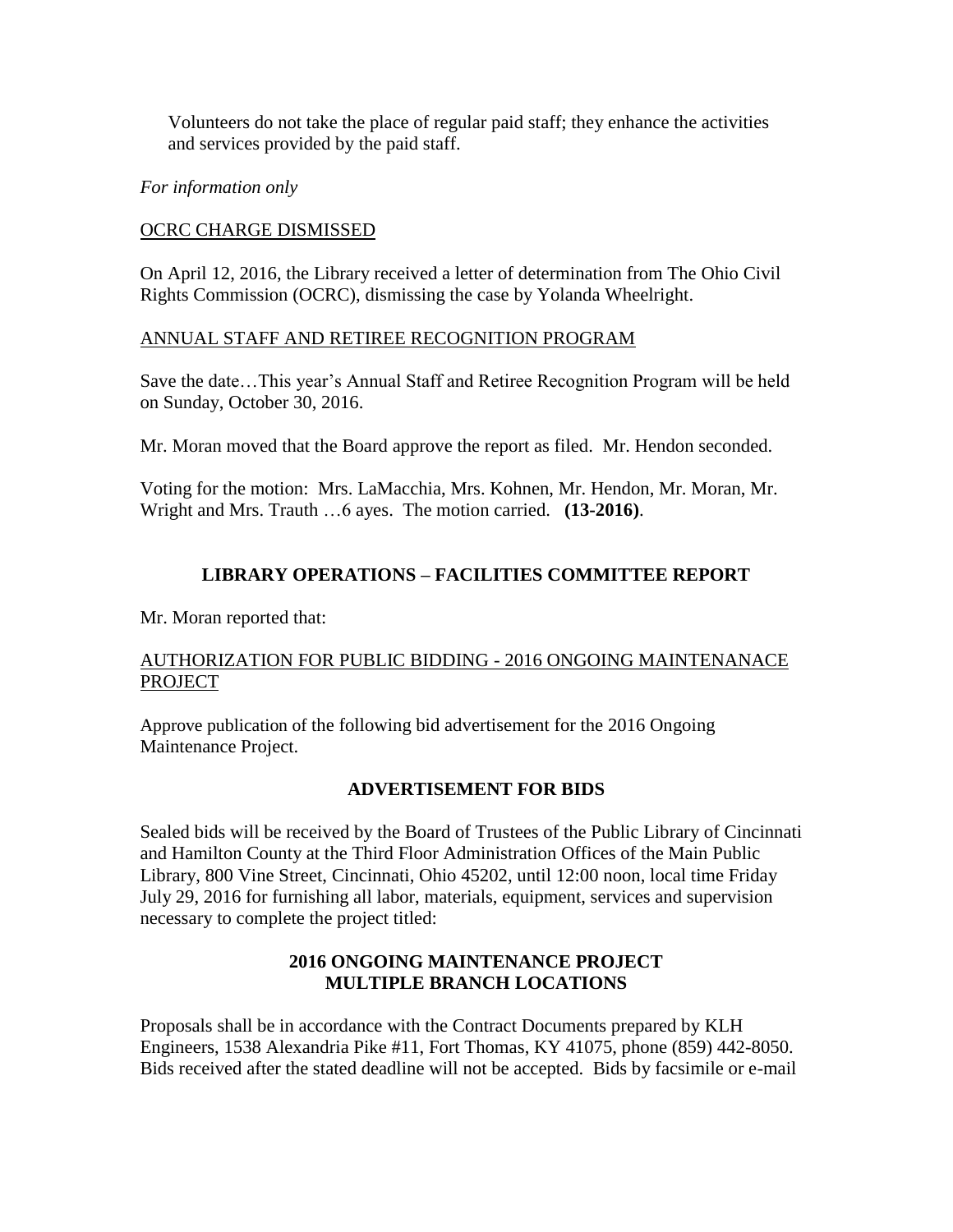Volunteers do not take the place of regular paid staff; they enhance the activities and services provided by the paid staff.

*For information only*

OCRC CHARGE DISMISSED

On April 12, 2016, the Library received a letter of determination from The Ohio Civil Rights Commission (OCRC), dismissing the case by Yolanda Wheelright.

ANNUAL STAFF AND RETIREE RECOGNITION PROGRAM

Save the date…This year's Annual Staff and Retiree Recognition Program will be held on Sunday, October 30, 2016.

Mr. Moran moved that the Board approve the report as filed. Mr. Hendon seconded.

Voting for the motion: Mrs. LaMacchia, Mrs. Kohnen, Mr. Hendon, Mr. Moran, Mr. Wright and Mrs. Trauth …6 ayes. The motion carried. **(13-2016)**.

## LIBRARY OPERATIONS – FACILITIES COMMITTEE REPORT

Mr. Moran reported that:

AUTHORIZATION FOR PUBLIC BIDDING - 2016 ONGOING MAINTENANACE PROJECT

Approve publication of the following bid advertisement for the 2016 Ongoing Maintenance Project.

### ADVERTISEMENT FOR BIDS

Sealed bids will be received by the Board of Trustees of the Public Library of Cincinnati and Hamilton County at the Third Floor Administration Offices of the Main Public Library, 800 Vine Street, Cincinnati, Ohio 45202, until 12:00 noon, local time Friday July 29, 2016 for furnishing all labor, materials, equipment, services and supervision necessary to complete the project titled:

**2016 ONGOING MAINTENANCE PROJECT**
**MULTIPLE BRANCH LOCATIONS**

Proposals shall be in accordance with the Contract Documents prepared by KLH Engineers, 1538 Alexandria Pike #11, Fort Thomas, KY 41075, phone (859) 442-8050. Bids received after the stated deadline will not be accepted. Bids by facsimile or e-mail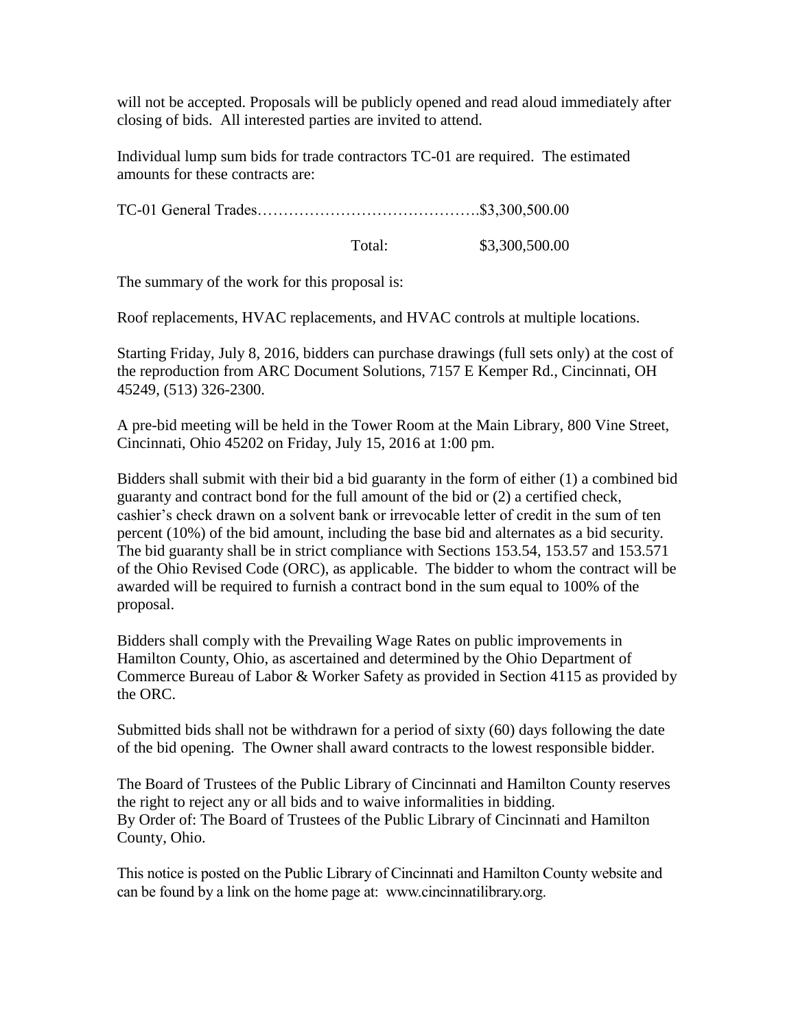will not be accepted. Proposals will be publicly opened and read aloud immediately after closing of bids. All interested parties are invited to attend.

Individual lump sum bids for trade contractors TC-01 are required. The estimated amounts for these contracts are:

TC-01 General Trades…………………………………….$3,300,500.00

Total: $3,300,500.00

The summary of the work for this proposal is:

Roof replacements, HVAC replacements, and HVAC controls at multiple locations.

Starting Friday, July 8, 2016, bidders can purchase drawings (full sets only) at the cost of the reproduction from ARC Document Solutions, 7157 E Kemper Rd., Cincinnati, OH 45249, (513) 326-2300.

A pre-bid meeting will be held in the Tower Room at the Main Library, 800 Vine Street, Cincinnati, Ohio 45202 on Friday, July 15, 2016 at 1:00 pm.

Bidders shall submit with their bid a bid guaranty in the form of either (1) a combined bid guaranty and contract bond for the full amount of the bid or (2) a certified check, cashier's check drawn on a solvent bank or irrevocable letter of credit in the sum of ten percent (10%) of the bid amount, including the base bid and alternates as a bid security. The bid guaranty shall be in strict compliance with Sections 153.54, 153.57 and 153.571 of the Ohio Revised Code (ORC), as applicable. The bidder to whom the contract will be awarded will be required to furnish a contract bond in the sum equal to 100% of the proposal.

Bidders shall comply with the Prevailing Wage Rates on public improvements in Hamilton County, Ohio, as ascertained and determined by the Ohio Department of Commerce Bureau of Labor & Worker Safety as provided in Section 4115 as provided by the ORC.

Submitted bids shall not be withdrawn for a period of sixty (60) days following the date of the bid opening. The Owner shall award contracts to the lowest responsible bidder.

The Board of Trustees of the Public Library of Cincinnati and Hamilton County reserves the right to reject any or all bids and to waive informalities in bidding.
By Order of: The Board of Trustees of the Public Library of Cincinnati and Hamilton County, Ohio.

This notice is posted on the Public Library of Cincinnati and Hamilton County website and can be found by a link on the home page at: www.cincinnatilibrary.org.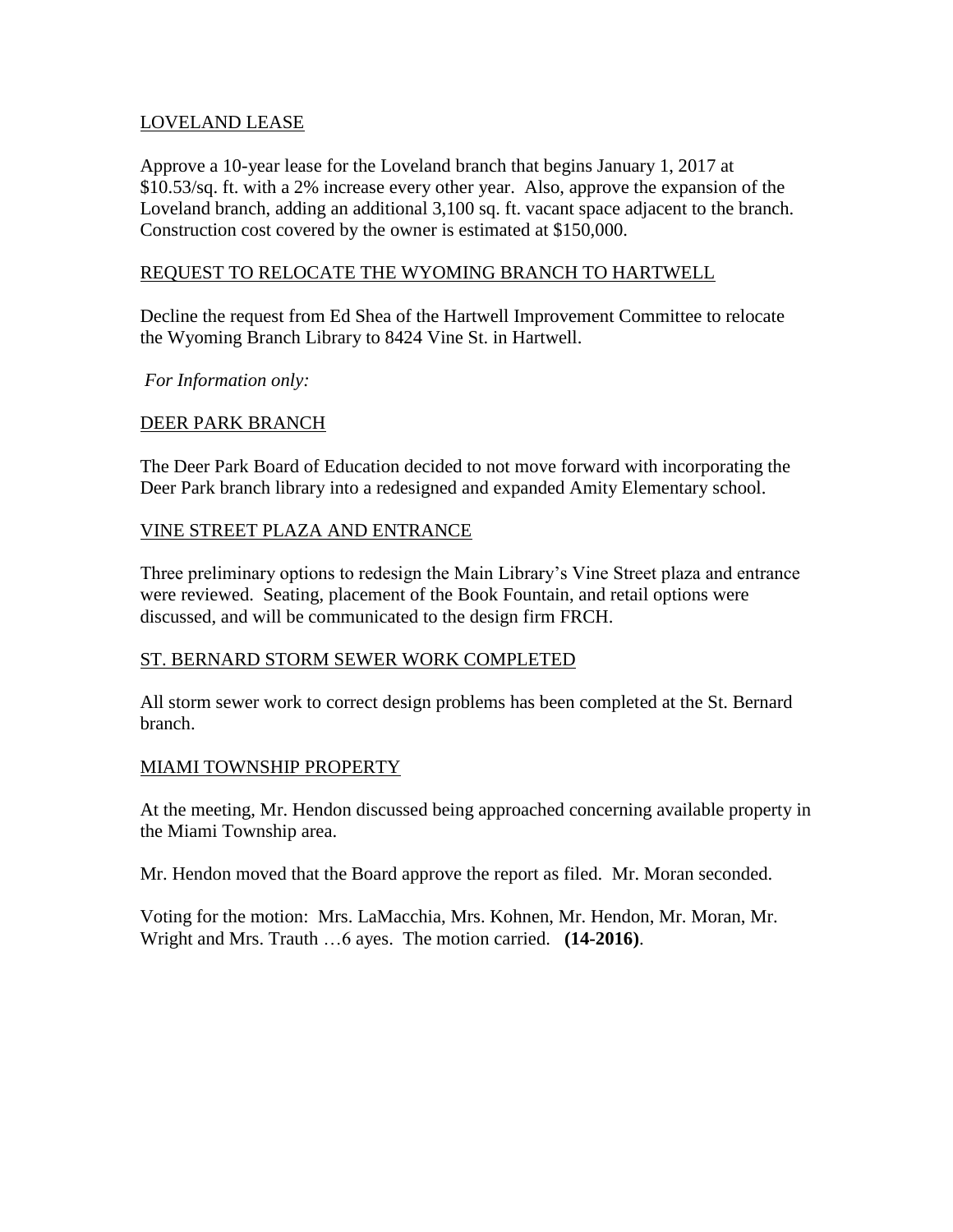LOVELAND LEASE

Approve a 10-year lease for the Loveland branch that begins January 1, 2017 at $10.53/sq. ft. with a 2% increase every other year. Also, approve the expansion of the Loveland branch, adding an additional 3,100 sq. ft. vacant space adjacent to the branch. Construction cost covered by the owner is estimated at $150,000.

REQUEST TO RELOCATE THE WYOMING BRANCH TO HARTWELL

Decline the request from Ed Shea of the Hartwell Improvement Committee to relocate the Wyoming Branch Library to 8424 Vine St. in Hartwell.

*For Information only:*

DEER PARK BRANCH

The Deer Park Board of Education decided to not move forward with incorporating the Deer Park branch library into a redesigned and expanded Amity Elementary school.

VINE STREET PLAZA AND ENTRANCE

Three preliminary options to redesign the Main Library's Vine Street plaza and entrance were reviewed. Seating, placement of the Book Fountain, and retail options were discussed, and will be communicated to the design firm FRCH.

ST. BERNARD STORM SEWER WORK COMPLETED

All storm sewer work to correct design problems has been completed at the St. Bernard branch.

MIAMI TOWNSHIP PROPERTY

At the meeting, Mr. Hendon discussed being approached concerning available property in the Miami Township area.

Mr. Hendon moved that the Board approve the report as filed. Mr. Moran seconded.

Voting for the motion: Mrs. LaMacchia, Mrs. Kohnen, Mr. Hendon, Mr. Moran, Mr. Wright and Mrs. Trauth …6 ayes. The motion carried. **(14-2016)**.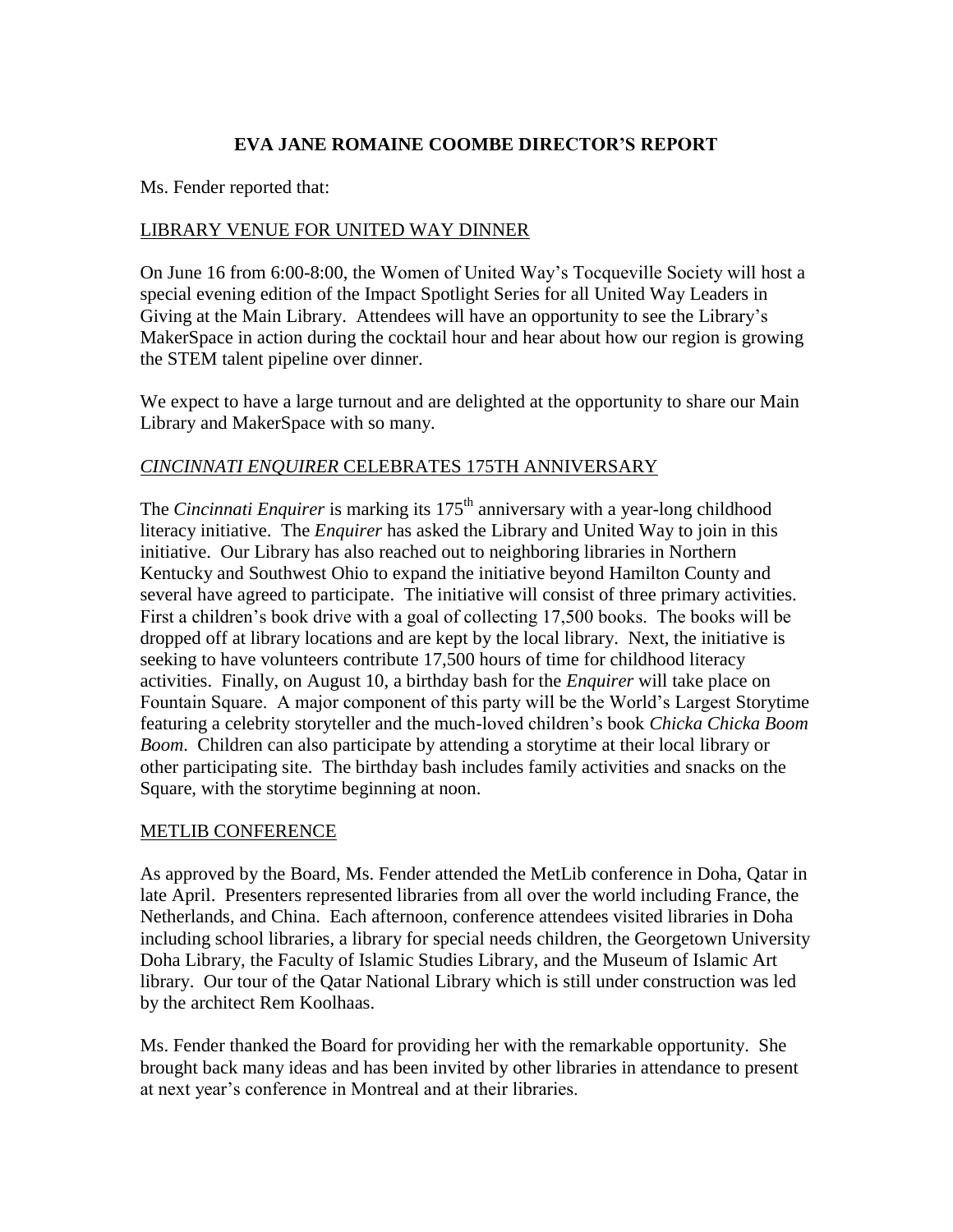## EVA JANE ROMAINE COOMBE DIRECTOR'S REPORT

Ms. Fender reported that:

### LIBRARY VENUE FOR UNITED WAY DINNER

On June 16 from 6:00-8:00, the Women of United Way's Tocqueville Society will host a special evening edition of the Impact Spotlight Series for all United Way Leaders in Giving at the Main Library. Attendees will have an opportunity to see the Library's MakerSpace in action during the cocktail hour and hear about how our region is growing the STEM talent pipeline over dinner.

We expect to have a large turnout and are delighted at the opportunity to share our Main Library and MakerSpace with so many.

### *CINCINNATI ENQUIRER* CELEBRATES 175TH ANNIVERSARY

The *Cincinnati Enquirer* is marking its 175th anniversary with a year-long childhood literacy initiative. The *Enquirer* has asked the Library and United Way to join in this initiative. Our Library has also reached out to neighboring libraries in Northern Kentucky and Southwest Ohio to expand the initiative beyond Hamilton County and several have agreed to participate. The initiative will consist of three primary activities. First a children's book drive with a goal of collecting 17,500 books. The books will be dropped off at library locations and are kept by the local library. Next, the initiative is seeking to have volunteers contribute 17,500 hours of time for childhood literacy activities. Finally, on August 10, a birthday bash for the *Enquirer* will take place on Fountain Square. A major component of this party will be the World's Largest Storytime featuring a celebrity storyteller and the much-loved children's book *Chicka Chicka Boom Boom*. Children can also participate by attending a storytime at their local library or other participating site. The birthday bash includes family activities and snacks on the Square, with the storytime beginning at noon.

### METLIB CONFERENCE

As approved by the Board, Ms. Fender attended the MetLib conference in Doha, Qatar in late April. Presenters represented libraries from all over the world including France, the Netherlands, and China. Each afternoon, conference attendees visited libraries in Doha including school libraries, a library for special needs children, the Georgetown University Doha Library, the Faculty of Islamic Studies Library, and the Museum of Islamic Art library. Our tour of the Qatar National Library which is still under construction was led by the architect Rem Koolhaas.

Ms. Fender thanked the Board for providing her with the remarkable opportunity. She brought back many ideas and has been invited by other libraries in attendance to present at next year's conference in Montreal and at their libraries.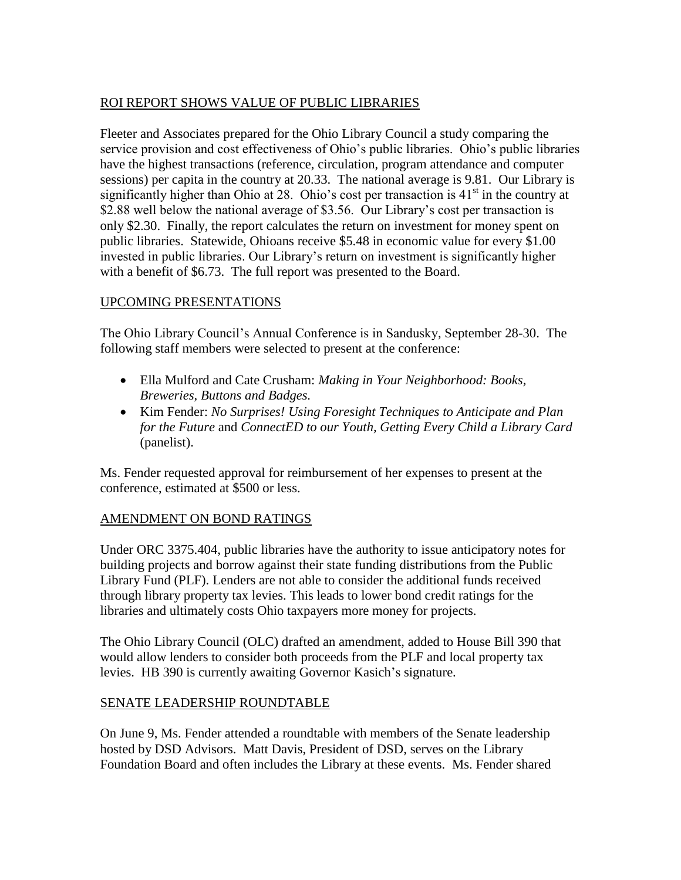## ROI REPORT SHOWS VALUE OF PUBLIC LIBRARIES

Fleeter and Associates prepared for the Ohio Library Council a study comparing the service provision and cost effectiveness of Ohio's public libraries. Ohio's public libraries have the highest transactions (reference, circulation, program attendance and computer sessions) per capita in the country at 20.33. The national average is 9.81. Our Library is significantly higher than Ohio at 28. Ohio's cost per transaction is 41st in the country at $2.88 well below the national average of $3.56. Our Library's cost per transaction is only $2.30. Finally, the report calculates the return on investment for money spent on public libraries. Statewide, Ohioans receive $5.48 in economic value for every $1.00 invested in public libraries. Our Library's return on investment is significantly higher with a benefit of $6.73. The full report was presented to the Board.

## UPCOMING PRESENTATIONS

The Ohio Library Council's Annual Conference is in Sandusky, September 28-30. The following staff members were selected to present at the conference:

- Ella Mulford and Cate Crusham: *Making in Your Neighborhood: Books, Breweries, Buttons and Badges.*
- Kim Fender: *No Surprises! Using Foresight Techniques to Anticipate and Plan for the Future* and *ConnectED to our Youth, Getting Every Child a Library Card* (panelist).

Ms. Fender requested approval for reimbursement of her expenses to present at the conference, estimated at $500 or less.

## AMENDMENT ON BOND RATINGS

Under ORC 3375.404, public libraries have the authority to issue anticipatory notes for building projects and borrow against their state funding distributions from the Public Library Fund (PLF). Lenders are not able to consider the additional funds received through library property tax levies. This leads to lower bond credit ratings for the libraries and ultimately costs Ohio taxpayers more money for projects.

The Ohio Library Council (OLC) drafted an amendment, added to House Bill 390 that would allow lenders to consider both proceeds from the PLF and local property tax levies. HB 390 is currently awaiting Governor Kasich's signature.

## SENATE LEADERSHIP ROUNDTABLE

On June 9, Ms. Fender attended a roundtable with members of the Senate leadership hosted by DSD Advisors. Matt Davis, President of DSD, serves on the Library Foundation Board and often includes the Library at these events. Ms. Fender shared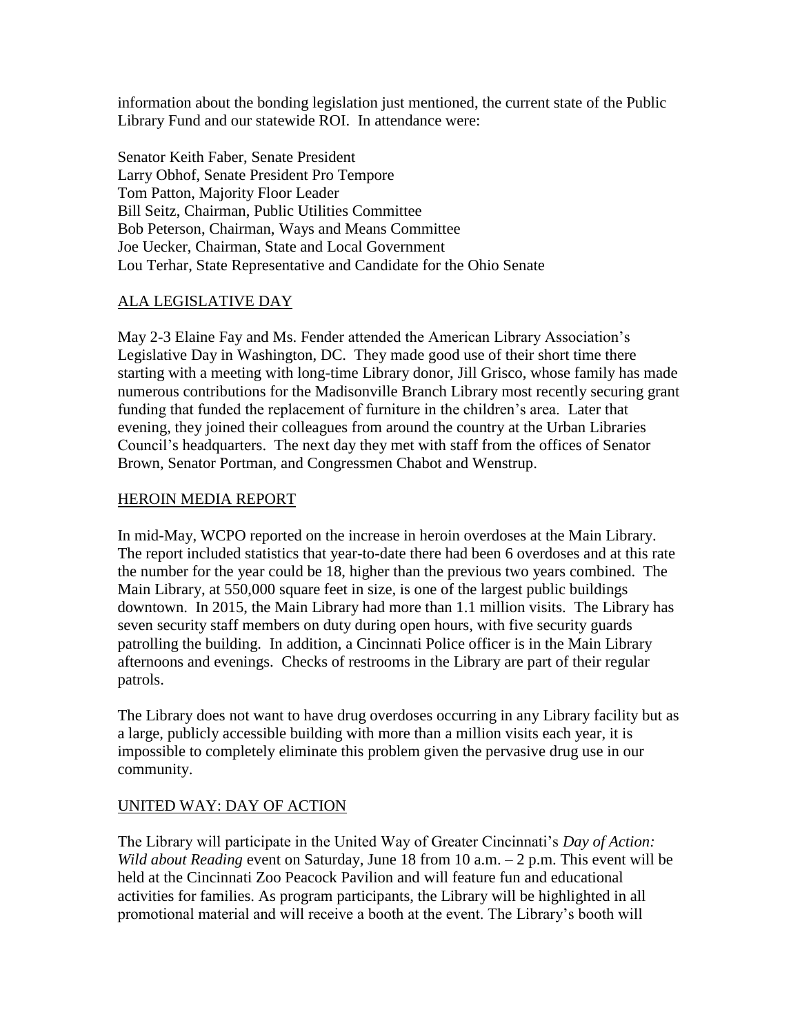information about the bonding legislation just mentioned, the current state of the Public Library Fund and our statewide ROI. In attendance were:

Senator Keith Faber, Senate President
Larry Obhof, Senate President Pro Tempore
Tom Patton, Majority Floor Leader
Bill Seitz, Chairman, Public Utilities Committee
Bob Peterson, Chairman, Ways and Means Committee
Joe Uecker, Chairman, State and Local Government
Lou Terhar, State Representative and Candidate for the Ohio Senate

## ALA LEGISLATIVE DAY

May 2-3 Elaine Fay and Ms. Fender attended the American Library Association's Legislative Day in Washington, DC. They made good use of their short time there starting with a meeting with long-time Library donor, Jill Grisco, whose family has made numerous contributions for the Madisonville Branch Library most recently securing grant funding that funded the replacement of furniture in the children's area. Later that evening, they joined their colleagues from around the country at the Urban Libraries Council's headquarters. The next day they met with staff from the offices of Senator Brown, Senator Portman, and Congressmen Chabot and Wenstrup.

## HEROIN MEDIA REPORT

In mid-May, WCPO reported on the increase in heroin overdoses at the Main Library. The report included statistics that year-to-date there had been 6 overdoses and at this rate the number for the year could be 18, higher than the previous two years combined. The Main Library, at 550,000 square feet in size, is one of the largest public buildings downtown. In 2015, the Main Library had more than 1.1 million visits. The Library has seven security staff members on duty during open hours, with five security guards patrolling the building. In addition, a Cincinnati Police officer is in the Main Library afternoons and evenings. Checks of restrooms in the Library are part of their regular patrols.

The Library does not want to have drug overdoses occurring in any Library facility but as a large, publicly accessible building with more than a million visits each year, it is impossible to completely eliminate this problem given the pervasive drug use in our community.

## UNITED WAY: DAY OF ACTION

The Library will participate in the United Way of Greater Cincinnati's *Day of Action: Wild about Reading* event on Saturday, June 18 from 10 a.m. – 2 p.m. This event will be held at the Cincinnati Zoo Peacock Pavilion and will feature fun and educational activities for families. As program participants, the Library will be highlighted in all promotional material and will receive a booth at the event. The Library's booth will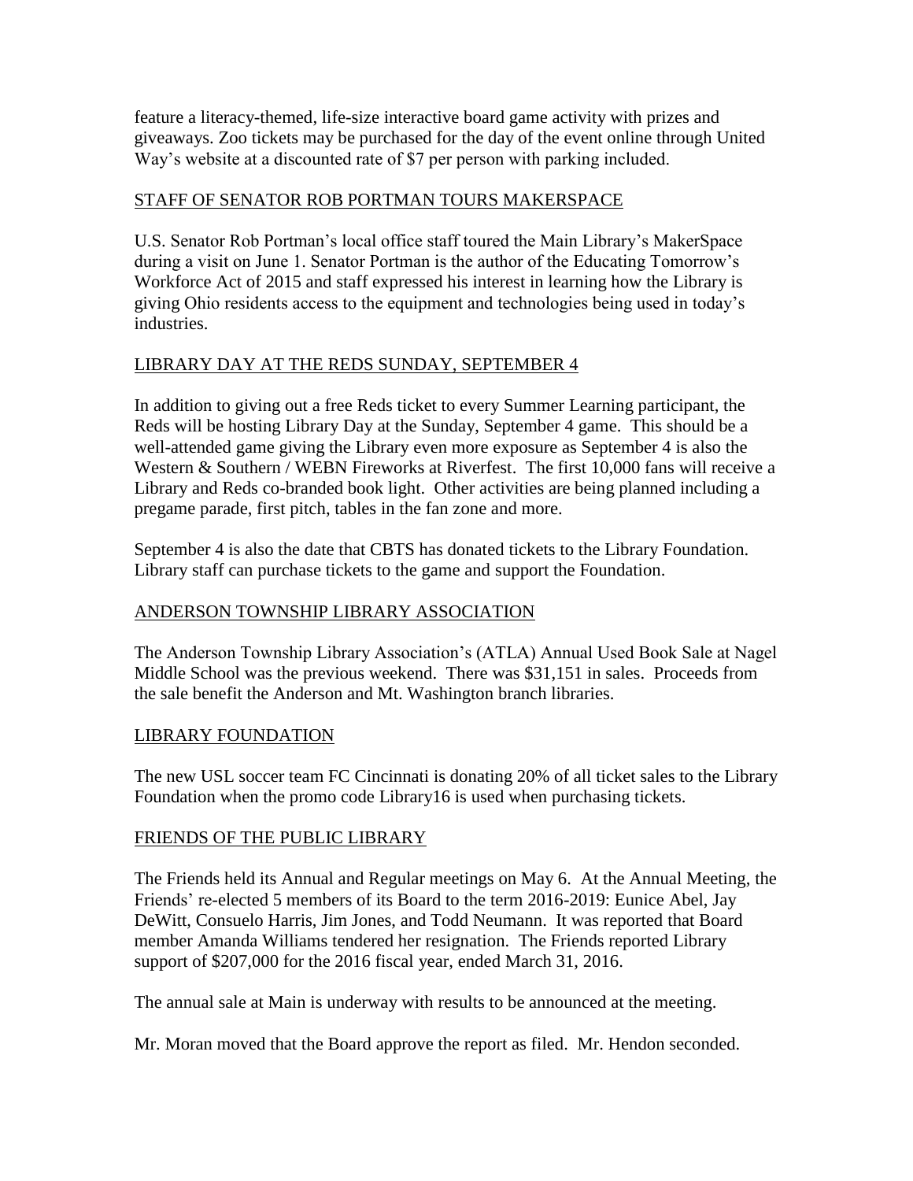feature a literacy-themed, life-size interactive board game activity with prizes and giveaways. Zoo tickets may be purchased for the day of the event online through United Way's website at a discounted rate of $7 per person with parking included.

## STAFF OF SENATOR ROB PORTMAN TOURS MAKERSPACE

U.S. Senator Rob Portman's local office staff toured the Main Library's MakerSpace during a visit on June 1. Senator Portman is the author of the Educating Tomorrow's Workforce Act of 2015 and staff expressed his interest in learning how the Library is giving Ohio residents access to the equipment and technologies being used in today's industries.

## LIBRARY DAY AT THE REDS SUNDAY, SEPTEMBER 4

In addition to giving out a free Reds ticket to every Summer Learning participant, the Reds will be hosting Library Day at the Sunday, September 4 game. This should be a well-attended game giving the Library even more exposure as September 4 is also the Western & Southern / WEBN Fireworks at Riverfest. The first 10,000 fans will receive a Library and Reds co-branded book light. Other activities are being planned including a pregame parade, first pitch, tables in the fan zone and more.

September 4 is also the date that CBTS has donated tickets to the Library Foundation. Library staff can purchase tickets to the game and support the Foundation.

## ANDERSON TOWNSHIP LIBRARY ASSOCIATION

The Anderson Township Library Association's (ATLA) Annual Used Book Sale at Nagel Middle School was the previous weekend. There was $31,151 in sales. Proceeds from the sale benefit the Anderson and Mt. Washington branch libraries.

## LIBRARY FOUNDATION

The new USL soccer team FC Cincinnati is donating 20% of all ticket sales to the Library Foundation when the promo code Library16 is used when purchasing tickets.

## FRIENDS OF THE PUBLIC LIBRARY

The Friends held its Annual and Regular meetings on May 6. At the Annual Meeting, the Friends' re-elected 5 members of its Board to the term 2016-2019: Eunice Abel, Jay DeWitt, Consuelo Harris, Jim Jones, and Todd Neumann. It was reported that Board member Amanda Williams tendered her resignation. The Friends reported Library support of $207,000 for the 2016 fiscal year, ended March 31, 2016.

The annual sale at Main is underway with results to be announced at the meeting.

Mr. Moran moved that the Board approve the report as filed. Mr. Hendon seconded.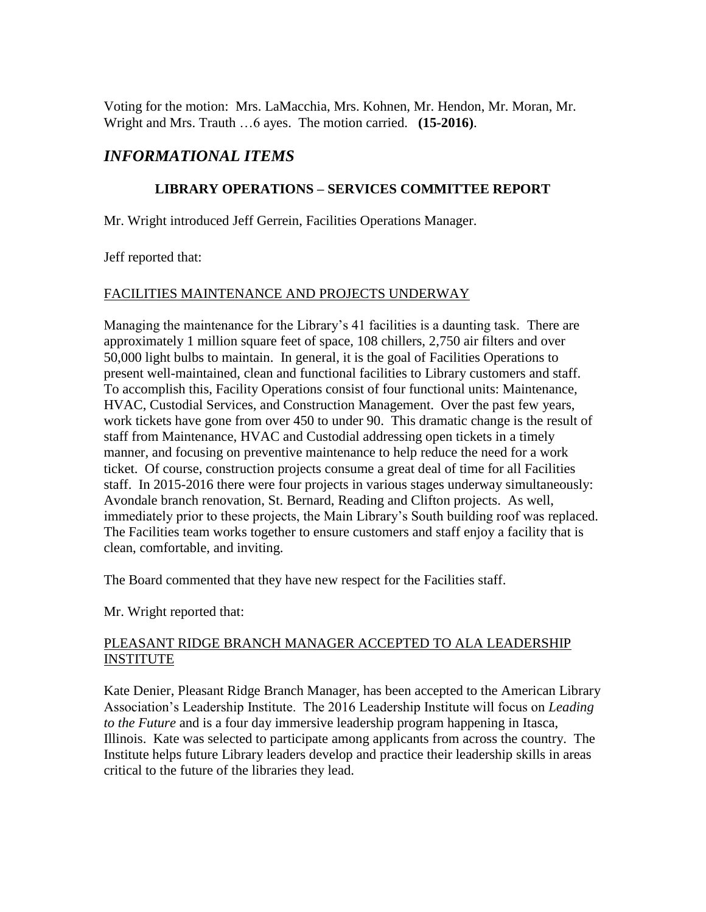Voting for the motion: Mrs. LaMacchia, Mrs. Kohnen, Mr. Hendon, Mr. Moran, Mr. Wright and Mrs. Trauth …6 ayes. The motion carried. **(15-2016)**.

## *INFORMATIONAL ITEMS*

### LIBRARY OPERATIONS – SERVICES COMMITTEE REPORT

Mr. Wright introduced Jeff Gerrein, Facilities Operations Manager.

Jeff reported that:

<u>FACILITIES MAINTENANCE AND PROJECTS UNDERWAY</u>

Managing the maintenance for the Library's 41 facilities is a daunting task. There are approximately 1 million square feet of space, 108 chillers, 2,750 air filters and over 50,000 light bulbs to maintain. In general, it is the goal of Facilities Operations to present well-maintained, clean and functional facilities to Library customers and staff. To accomplish this, Facility Operations consist of four functional units: Maintenance, HVAC, Custodial Services, and Construction Management. Over the past few years, work tickets have gone from over 450 to under 90. This dramatic change is the result of staff from Maintenance, HVAC and Custodial addressing open tickets in a timely manner, and focusing on preventive maintenance to help reduce the need for a work ticket. Of course, construction projects consume a great deal of time for all Facilities staff. In 2015-2016 there were four projects in various stages underway simultaneously: Avondale branch renovation, St. Bernard, Reading and Clifton projects. As well, immediately prior to these projects, the Main Library's South building roof was replaced. The Facilities team works together to ensure customers and staff enjoy a facility that is clean, comfortable, and inviting.

The Board commented that they have new respect for the Facilities staff.

Mr. Wright reported that:

<u>PLEASANT RIDGE BRANCH MANAGER ACCEPTED TO ALA LEADERSHIP INSTITUTE</u>

Kate Denier, Pleasant Ridge Branch Manager, has been accepted to the American Library Association's Leadership Institute. The 2016 Leadership Institute will focus on *Leading to the Future* and is a four day immersive leadership program happening in Itasca, Illinois. Kate was selected to participate among applicants from across the country. The Institute helps future Library leaders develop and practice their leadership skills in areas critical to the future of the libraries they lead.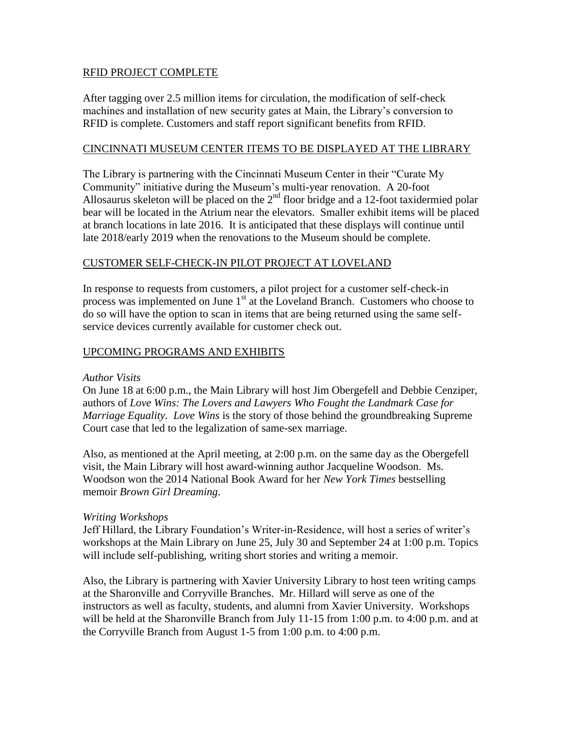## RFID PROJECT COMPLETE

After tagging over 2.5 million items for circulation, the modification of self-check machines and installation of new security gates at Main, the Library's conversion to RFID is complete. Customers and staff report significant benefits from RFID.

## CINCINNATI MUSEUM CENTER ITEMS TO BE DISPLAYED AT THE LIBRARY

The Library is partnering with the Cincinnati Museum Center in their "Curate My Community" initiative during the Museum's multi-year renovation. A 20-foot Allosaurus skeleton will be placed on the 2nd floor bridge and a 12-foot taxidermied polar bear will be located in the Atrium near the elevators. Smaller exhibit items will be placed at branch locations in late 2016. It is anticipated that these displays will continue until late 2018/early 2019 when the renovations to the Museum should be complete.

## CUSTOMER SELF-CHECK-IN PILOT PROJECT AT LOVELAND

In response to requests from customers, a pilot project for a customer self-check-in process was implemented on June 1st at the Loveland Branch. Customers who choose to do so will have the option to scan in items that are being returned using the same self-service devices currently available for customer check out.

## UPCOMING PROGRAMS AND EXHIBITS

*Author Visits*

On June 18 at 6:00 p.m., the Main Library will host Jim Obergefell and Debbie Cenziper, authors of *Love Wins: The Lovers and Lawyers Who Fought the Landmark Case for Marriage Equality*. *Love Wins* is the story of those behind the groundbreaking Supreme Court case that led to the legalization of same-sex marriage.

Also, as mentioned at the April meeting, at 2:00 p.m. on the same day as the Obergefell visit, the Main Library will host award-winning author Jacqueline Woodson. Ms. Woodson won the 2014 National Book Award for her *New York Times* bestselling memoir *Brown Girl Dreaming*.

*Writing Workshops*

Jeff Hillard, the Library Foundation's Writer-in-Residence, will host a series of writer's workshops at the Main Library on June 25, July 30 and September 24 at 1:00 p.m. Topics will include self-publishing, writing short stories and writing a memoir.

Also, the Library is partnering with Xavier University Library to host teen writing camps at the Sharonville and Corryville Branches. Mr. Hillard will serve as one of the instructors as well as faculty, students, and alumni from Xavier University. Workshops will be held at the Sharonville Branch from July 11-15 from 1:00 p.m. to 4:00 p.m. and at the Corryville Branch from August 1-5 from 1:00 p.m. to 4:00 p.m.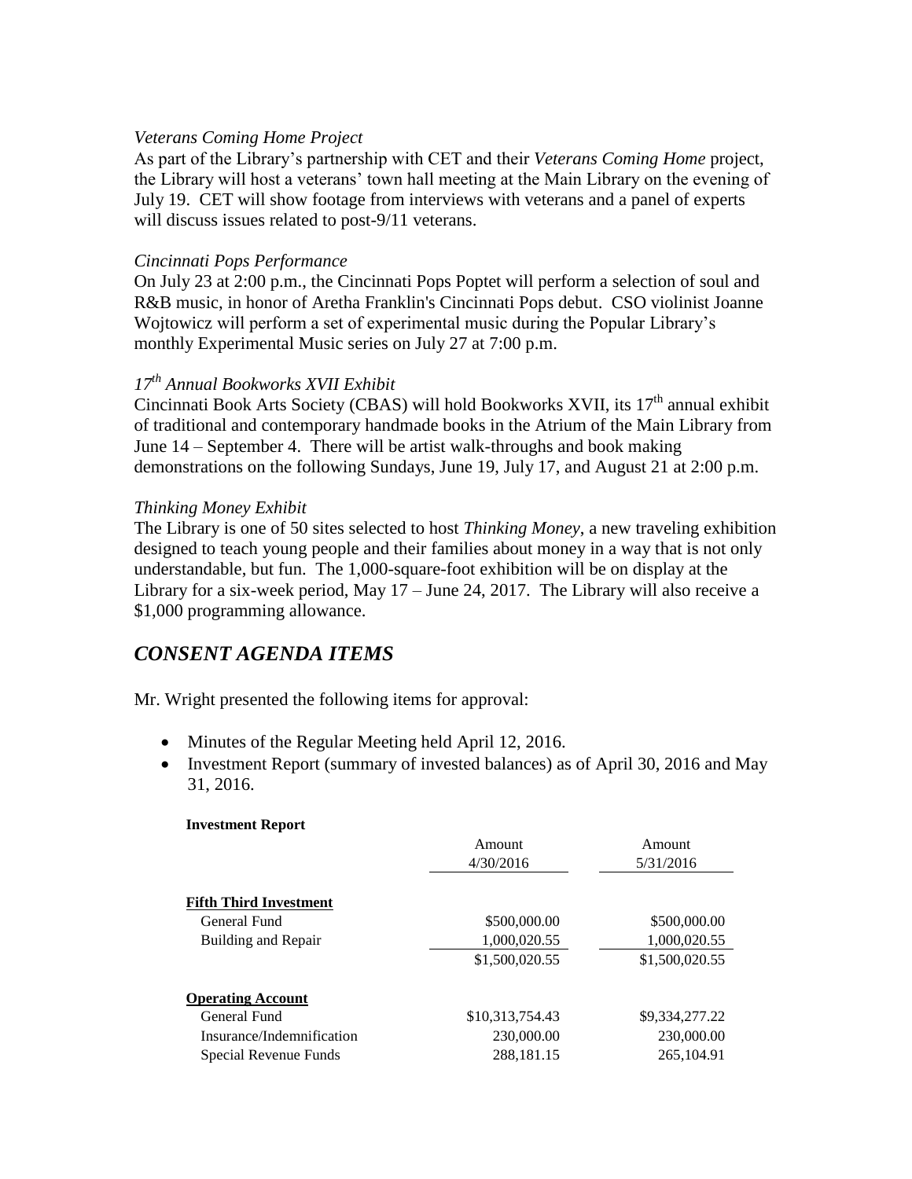*Veterans Coming Home Project*

As part of the Library's partnership with CET and their *Veterans Coming Home* project, the Library will host a veterans' town hall meeting at the Main Library on the evening of July 19. CET will show footage from interviews with veterans and a panel of experts will discuss issues related to post-9/11 veterans.

*Cincinnati Pops Performance*

On July 23 at 2:00 p.m., the Cincinnati Pops Poptet will perform a selection of soul and R&B music, in honor of Aretha Franklin's Cincinnati Pops debut. CSO violinist Joanne Wojtowicz will perform a set of experimental music during the Popular Library's monthly Experimental Music series on July 27 at 7:00 p.m.

*17th Annual Bookworks XVII Exhibit*

Cincinnati Book Arts Society (CBAS) will hold Bookworks XVII, its 17th annual exhibit of traditional and contemporary handmade books in the Atrium of the Main Library from June 14 – September 4. There will be artist walk-throughs and book making demonstrations on the following Sundays, June 19, July 17, and August 21 at 2:00 p.m.

*Thinking Money Exhibit*

The Library is one of 50 sites selected to host *Thinking Money*, a new traveling exhibition designed to teach young people and their families about money in a way that is not only understandable, but fun. The 1,000-square-foot exhibition will be on display at the Library for a six-week period, May 17 – June 24, 2017. The Library will also receive a $1,000 programming allowance.

## *CONSENT AGENDA ITEMS*

Mr. Wright presented the following items for approval:

- Minutes of the Regular Meeting held April 12, 2016.
- Investment Report (summary of invested balances) as of April 30, 2016 and May 31, 2016.

**Investment Report**

| | Amount 4/30/2016 | Amount 5/31/2016 |
|---|---|---|
| **Fifth Third Investment** | | |
| General Fund | $500,000.00 | $500,000.00 |
| Building and Repair | 1,000,020.55 | 1,000,020.55 |
| | $1,500,020.55 | $1,500,020.55 |
| **Operating Account** | | |
| General Fund | $10,313,754.43 | $9,334,277.22 |
| Insurance/Indemnification | 230,000.00 | 230,000.00 |
| Special Revenue Funds | 288,181.15 | 265,104.91 |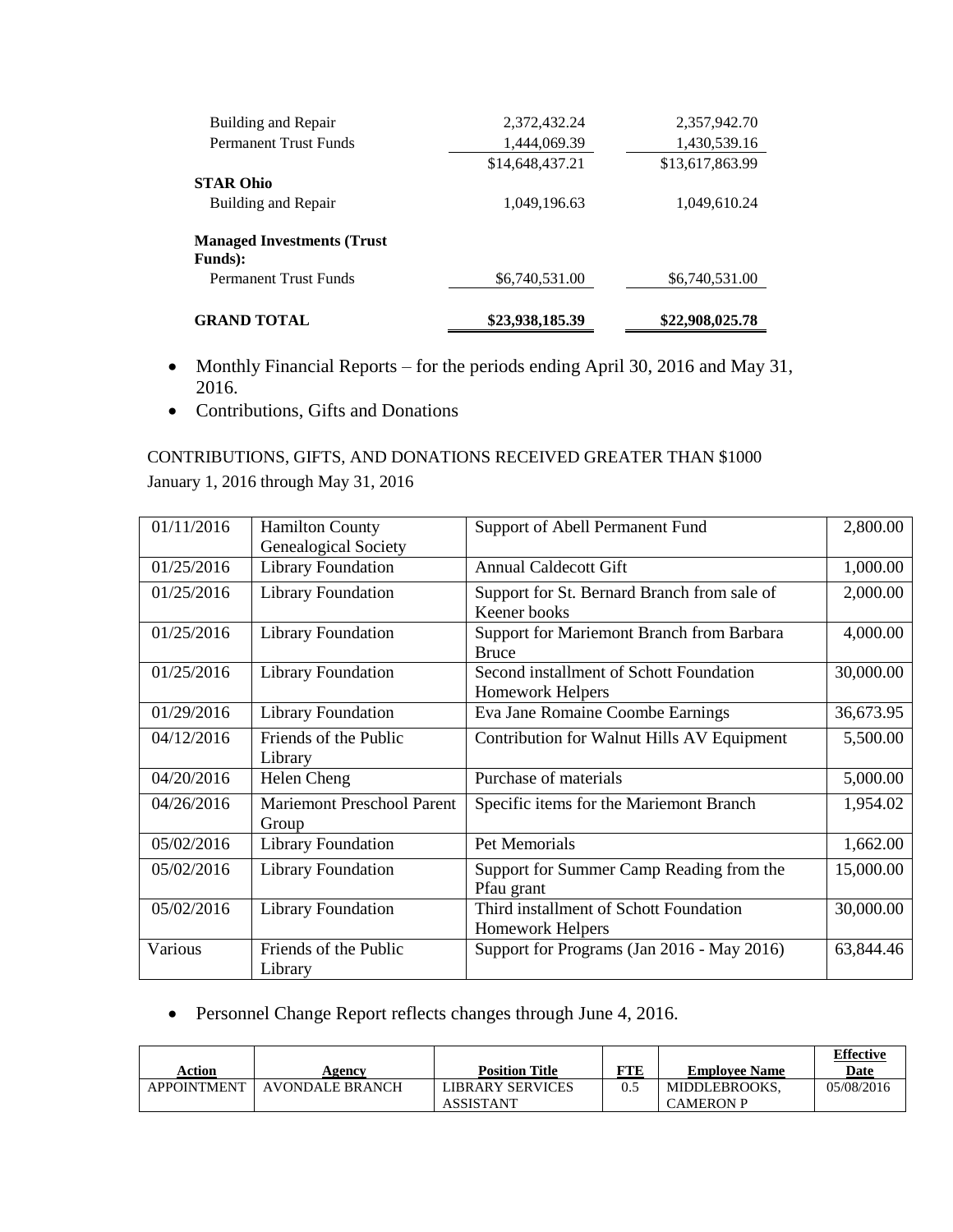| | | |
|---|---|---|
| Building and Repair | 2,372,432.24 | 2,357,942.70 |
| Permanent Trust Funds | 1,444,069.39 | 1,430,539.16 |
| | $14,648,437.21 | $13,617,863.99 |
| **STAR Ohio** | | |
| Building and Repair | 1,049,196.63 | 1,049,610.24 |
| **Managed Investments (Trust Funds):** | | |
| Permanent Trust Funds | $6,740,531.00 | $6,740,531.00 |
| **GRAND TOTAL** | **$23,938,185.39** | **$22,908,025.78** |

- Monthly Financial Reports – for the periods ending April 30, 2016 and May 31, 2016.
- Contributions, Gifts and Donations

CONTRIBUTIONS, GIFTS, AND DONATIONS RECEIVED GREATER THAN $1000
January 1, 2016 through May 31, 2016

| | | | |
|---|---|---|---|
| 01/11/2016 | Hamilton County Genealogical Society | Support of Abell Permanent Fund | 2,800.00 |
| 01/25/2016 | Library Foundation | Annual Caldecott Gift | 1,000.00 |
| 01/25/2016 | Library Foundation | Support for St. Bernard Branch from sale of Keener books | 2,000.00 |
| 01/25/2016 | Library Foundation | Support for Mariemont Branch from Barbara Bruce | 4,000.00 |
| 01/25/2016 | Library Foundation | Second installment of Schott Foundation Homework Helpers | 30,000.00 |
| 01/29/2016 | Library Foundation | Eva Jane Romaine Coombe Earnings | 36,673.95 |
| 04/12/2016 | Friends of the Public Library | Contribution for Walnut Hills AV Equipment | 5,500.00 |
| 04/20/2016 | Helen Cheng | Purchase of materials | 5,000.00 |
| 04/26/2016 | Mariemont Preschool Parent Group | Specific items for the Mariemont Branch | 1,954.02 |
| 05/02/2016 | Library Foundation | Pet Memorials | 1,662.00 |
| 05/02/2016 | Library Foundation | Support for Summer Camp Reading from the Pfau grant | 15,000.00 |
| 05/02/2016 | Library Foundation | Third installment of Schott Foundation Homework Helpers | 30,000.00 |
| Various | Friends of the Public Library | Support for Programs (Jan 2016 - May 2016) | 63,844.46 |

- Personnel Change Report reflects changes through June 4, 2016.

| Action | Agency | Position Title | FTE | Employee Name | Effective Date |
|---|---|---|---|---|---|
| APPOINTMENT | AVONDALE BRANCH | LIBRARY SERVICES ASSISTANT | 0.5 | MIDDLEBROOKS, CAMERON P | 05/08/2016 |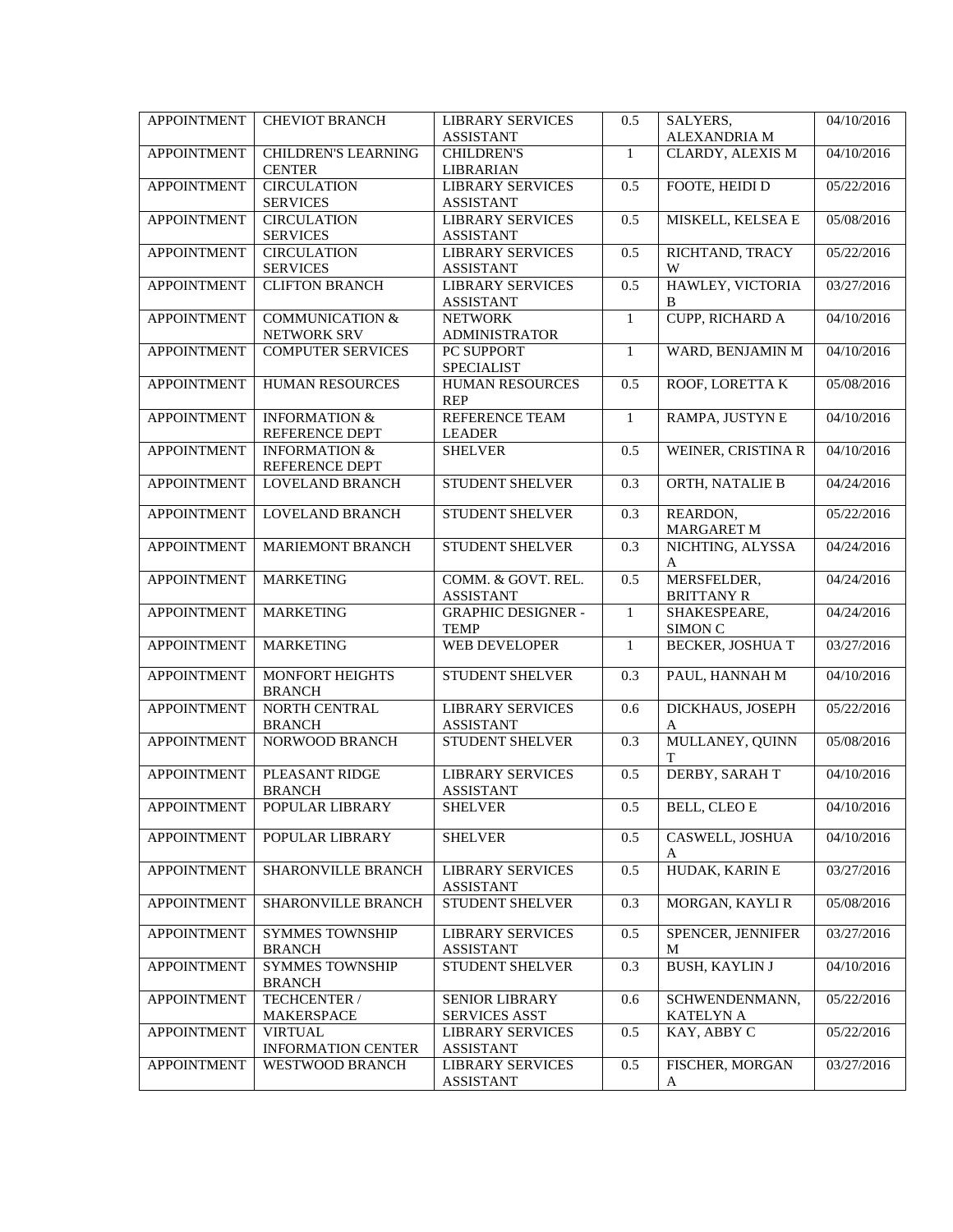| | | | | | |
|---|---|---|---|---|---|
| APPOINTMENT | CHEVIOT BRANCH | LIBRARY SERVICES ASSISTANT | 0.5 | SALYERS, ALEXANDRIA M | 04/10/2016 |
| APPOINTMENT | CHILDREN'S LEARNING CENTER | CHILDREN'S LIBRARIAN | 1 | CLARDY, ALEXIS M | 04/10/2016 |
| APPOINTMENT | CIRCULATION SERVICES | LIBRARY SERVICES ASSISTANT | 0.5 | FOOTE, HEIDI D | 05/22/2016 |
| APPOINTMENT | CIRCULATION SERVICES | LIBRARY SERVICES ASSISTANT | 0.5 | MISKELL, KELSEA E | 05/08/2016 |
| APPOINTMENT | CIRCULATION SERVICES | LIBRARY SERVICES ASSISTANT | 0.5 | RICHTAND, TRACY W | 05/22/2016 |
| APPOINTMENT | CLIFTON BRANCH | LIBRARY SERVICES ASSISTANT | 0.5 | HAWLEY, VICTORIA B | 03/27/2016 |
| APPOINTMENT | COMMUNICATION & NETWORK SRV | NETWORK ADMINISTRATOR | 1 | CUPP, RICHARD A | 04/10/2016 |
| APPOINTMENT | COMPUTER SERVICES | PC SUPPORT SPECIALIST | 1 | WARD, BENJAMIN M | 04/10/2016 |
| APPOINTMENT | HUMAN RESOURCES | HUMAN RESOURCES REP | 0.5 | ROOF, LORETTA K | 05/08/2016 |
| APPOINTMENT | INFORMATION & REFERENCE DEPT | REFERENCE TEAM LEADER | 1 | RAMPA, JUSTYN E | 04/10/2016 |
| APPOINTMENT | INFORMATION & REFERENCE DEPT | SHELVER | 0.5 | WEINER, CRISTINA R | 04/10/2016 |
| APPOINTMENT | LOVELAND BRANCH | STUDENT SHELVER | 0.3 | ORTH, NATALIE B | 04/24/2016 |
| APPOINTMENT | LOVELAND BRANCH | STUDENT SHELVER | 0.3 | REARDON, MARGARET M | 05/22/2016 |
| APPOINTMENT | MARIEMONT BRANCH | STUDENT SHELVER | 0.3 | NICHTING, ALYSSA A | 04/24/2016 |
| APPOINTMENT | MARKETING | COMM. & GOVT. REL. ASSISTANT | 0.5 | MERSFELDER, BRITTANY R | 04/24/2016 |
| APPOINTMENT | MARKETING | GRAPHIC DESIGNER - TEMP | 1 | SHAKESPEARE, SIMON C | 04/24/2016 |
| APPOINTMENT | MARKETING | WEB DEVELOPER | 1 | BECKER, JOSHUA T | 03/27/2016 |
| APPOINTMENT | MONFORT HEIGHTS BRANCH | STUDENT SHELVER | 0.3 | PAUL, HANNAH M | 04/10/2016 |
| APPOINTMENT | NORTH CENTRAL BRANCH | LIBRARY SERVICES ASSISTANT | 0.6 | DICKHAUS, JOSEPH A | 05/22/2016 |
| APPOINTMENT | NORWOOD BRANCH | STUDENT SHELVER | 0.3 | MULLANEY, QUINN T | 05/08/2016 |
| APPOINTMENT | PLEASANT RIDGE BRANCH | LIBRARY SERVICES ASSISTANT | 0.5 | DERBY, SARAH T | 04/10/2016 |
| APPOINTMENT | POPULAR LIBRARY | SHELVER | 0.5 | BELL, CLEO E | 04/10/2016 |
| APPOINTMENT | POPULAR LIBRARY | SHELVER | 0.5 | CASWELL, JOSHUA A | 04/10/2016 |
| APPOINTMENT | SHARONVILLE BRANCH | LIBRARY SERVICES ASSISTANT | 0.5 | HUDAK, KARIN E | 03/27/2016 |
| APPOINTMENT | SHARONVILLE BRANCH | STUDENT SHELVER | 0.3 | MORGAN, KAYLI R | 05/08/2016 |
| APPOINTMENT | SYMMES TOWNSHIP BRANCH | LIBRARY SERVICES ASSISTANT | 0.5 | SPENCER, JENNIFER M | 03/27/2016 |
| APPOINTMENT | SYMMES TOWNSHIP BRANCH | STUDENT SHELVER | 0.3 | BUSH, KAYLIN J | 04/10/2016 |
| APPOINTMENT | TECHCENTER / MAKERSPACE | SENIOR LIBRARY SERVICES ASST | 0.6 | SCHWENDENMANN, KATELYN A | 05/22/2016 |
| APPOINTMENT | VIRTUAL INFORMATION CENTER | LIBRARY SERVICES ASSISTANT | 0.5 | KAY, ABBY C | 05/22/2016 |
| APPOINTMENT | WESTWOOD BRANCH | LIBRARY SERVICES ASSISTANT | 0.5 | FISCHER, MORGAN A | 03/27/2016 |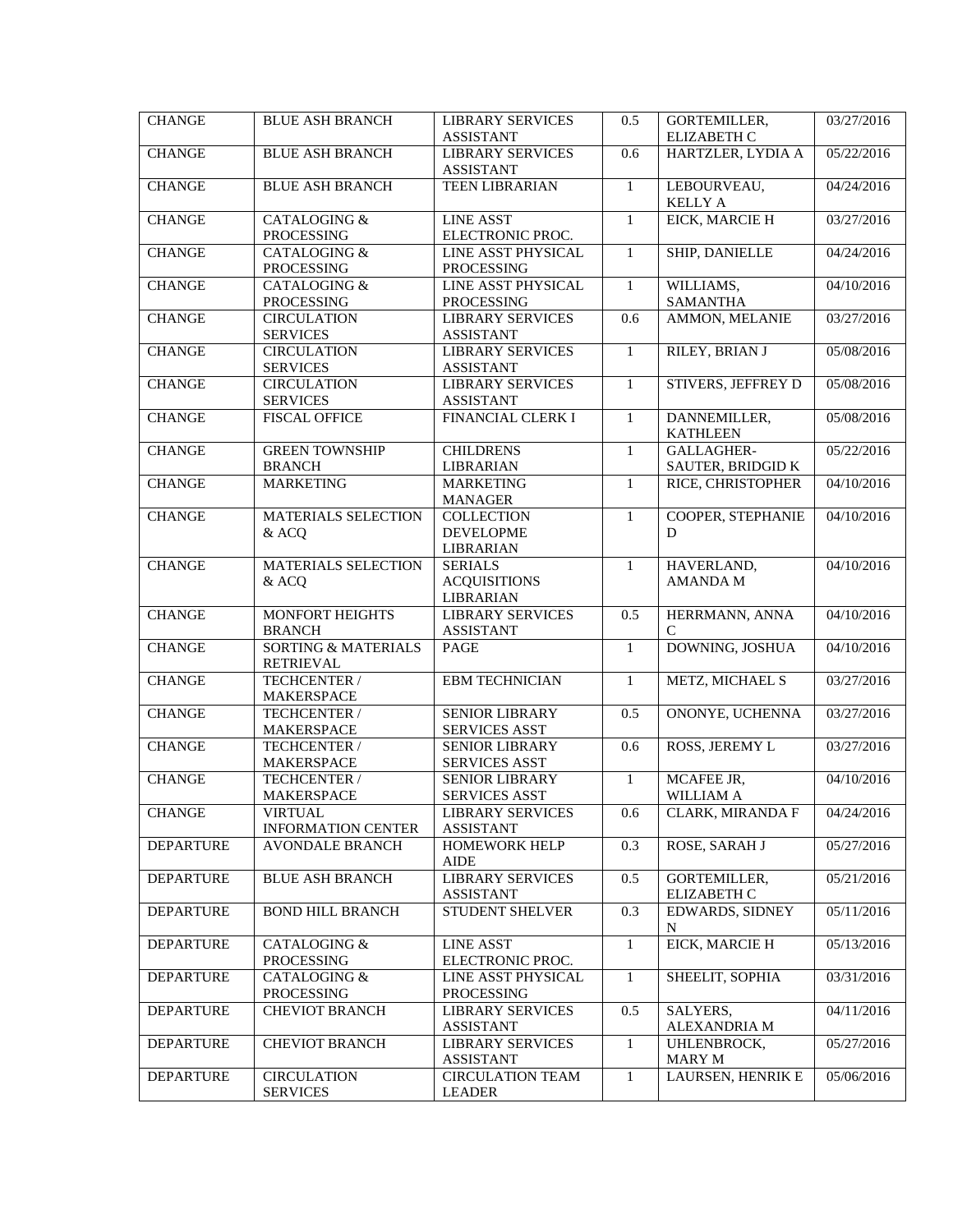| CHANGE | BLUE ASH BRANCH | LIBRARY SERVICES ASSISTANT | 0.5 | GORTEMILLER, ELIZABETH C | 03/27/2016 |
|---|---|---|---|---|---|
| CHANGE | BLUE ASH BRANCH | LIBRARY SERVICES ASSISTANT | 0.6 | HARTZLER, LYDIA A | 05/22/2016 |
| CHANGE | BLUE ASH BRANCH | TEEN LIBRARIAN | 1 | LEBOURVEAU, KELLY A | 04/24/2016 |
| CHANGE | CATALOGING & PROCESSING | LINE ASST ELECTRONIC PROC. | 1 | EICK, MARCIE H | 03/27/2016 |
| CHANGE | CATALOGING & PROCESSING | LINE ASST PHYSICAL PROCESSING | 1 | SHIP, DANIELLE | 04/24/2016 |
| CHANGE | CATALOGING & PROCESSING | LINE ASST PHYSICAL PROCESSING | 1 | WILLIAMS, SAMANTHA | 04/10/2016 |
| CHANGE | CIRCULATION SERVICES | LIBRARY SERVICES ASSISTANT | 0.6 | AMMON, MELANIE | 03/27/2016 |
| CHANGE | CIRCULATION SERVICES | LIBRARY SERVICES ASSISTANT | 1 | RILEY, BRIAN J | 05/08/2016 |
| CHANGE | CIRCULATION SERVICES | LIBRARY SERVICES ASSISTANT | 1 | STIVERS, JEFFREY D | 05/08/2016 |
| CHANGE | FISCAL OFFICE | FINANCIAL CLERK I | 1 | DANNEMILLER, KATHLEEN | 05/08/2016 |
| CHANGE | GREEN TOWNSHIP BRANCH | CHILDRENS LIBRARIAN | 1 | GALLAGHER-SAUTER, BRIDGID K | 05/22/2016 |
| CHANGE | MARKETING | MARKETING MANAGER | 1 | RICE, CHRISTOPHER | 04/10/2016 |
| CHANGE | MATERIALS SELECTION & ACQ | COLLECTION DEVELOPME LIBRARIAN | 1 | COOPER, STEPHANIE D | 04/10/2016 |
| CHANGE | MATERIALS SELECTION & ACQ | SERIALS ACQUISITIONS LIBRARIAN | 1 | HAVERLAND, AMANDA M | 04/10/2016 |
| CHANGE | MONFORT HEIGHTS BRANCH | LIBRARY SERVICES ASSISTANT | 0.5 | HERRMANN, ANNA C | 04/10/2016 |
| CHANGE | SORTING & MATERIALS RETRIEVAL | PAGE | 1 | DOWNING, JOSHUA | 04/10/2016 |
| CHANGE | TECHCENTER / MAKERSPACE | EBM TECHNICIAN | 1 | METZ, MICHAEL S | 03/27/2016 |
| CHANGE | TECHCENTER / MAKERSPACE | SENIOR LIBRARY SERVICES ASST | 0.5 | ONONYE, UCHENNA | 03/27/2016 |
| CHANGE | TECHCENTER / MAKERSPACE | SENIOR LIBRARY SERVICES ASST | 0.6 | ROSS, JEREMY L | 03/27/2016 |
| CHANGE | TECHCENTER / MAKERSPACE | SENIOR LIBRARY SERVICES ASST | 1 | MCAFEE JR, WILLIAM A | 04/10/2016 |
| CHANGE | VIRTUAL INFORMATION CENTER | LIBRARY SERVICES ASSISTANT | 0.6 | CLARK, MIRANDA F | 04/24/2016 |
| DEPARTURE | AVONDALE BRANCH | HOMEWORK HELP AIDE | 0.3 | ROSE, SARAH J | 05/27/2016 |
| DEPARTURE | BLUE ASH BRANCH | LIBRARY SERVICES ASSISTANT | 0.5 | GORTEMILLER, ELIZABETH C | 05/21/2016 |
| DEPARTURE | BOND HILL BRANCH | STUDENT SHELVER | 0.3 | EDWARDS, SIDNEY N | 05/11/2016 |
| DEPARTURE | CATALOGING & PROCESSING | LINE ASST ELECTRONIC PROC. | 1 | EICK, MARCIE H | 05/13/2016 |
| DEPARTURE | CATALOGING & PROCESSING | LINE ASST PHYSICAL PROCESSING | 1 | SHEELIT, SOPHIA | 03/31/2016 |
| DEPARTURE | CHEVIOT BRANCH | LIBRARY SERVICES ASSISTANT | 0.5 | SALYERS, ALEXANDRIA M | 04/11/2016 |
| DEPARTURE | CHEVIOT BRANCH | LIBRARY SERVICES ASSISTANT | 1 | UHLENBROCK, MARY M | 05/27/2016 |
| DEPARTURE | CIRCULATION SERVICES | CIRCULATION TEAM LEADER | 1 | LAURSEN, HENRIK E | 05/06/2016 |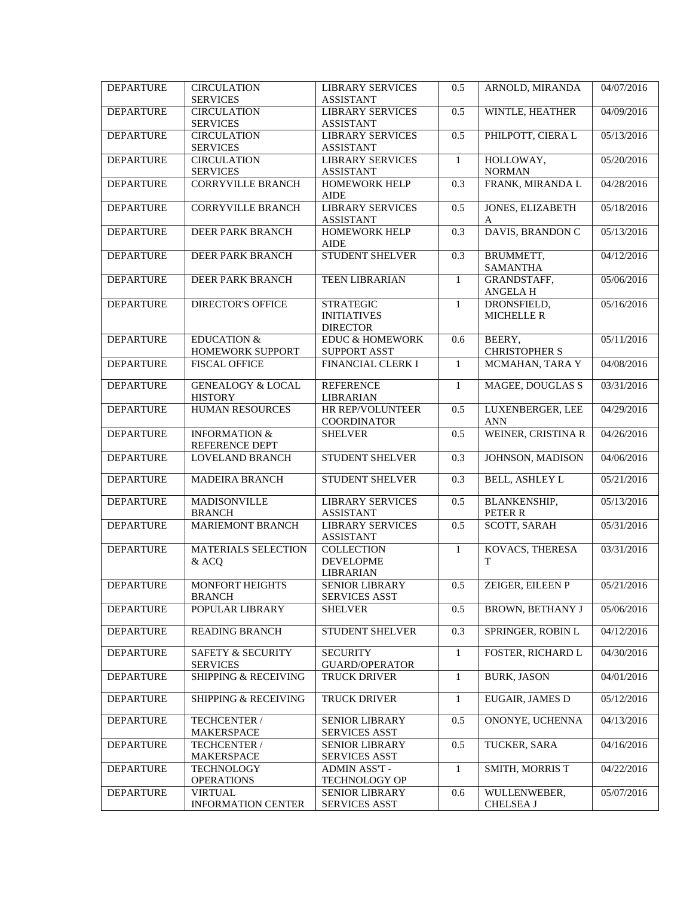| DEPARTURE | CIRCULATION SERVICES | LIBRARY SERVICES ASSISTANT | 0.5 | ARNOLD, MIRANDA | 04/07/2016 |
|---|---|---|---|---|---|
| DEPARTURE | CIRCULATION SERVICES | LIBRARY SERVICES ASSISTANT | 0.5 | WINTLE, HEATHER | 04/09/2016 |
| DEPARTURE | CIRCULATION SERVICES | LIBRARY SERVICES ASSISTANT | 0.5 | PHILPOTT, CIERA L | 05/13/2016 |
| DEPARTURE | CIRCULATION SERVICES | LIBRARY SERVICES ASSISTANT | 1 | HOLLOWAY, NORMAN | 05/20/2016 |
| DEPARTURE | CORRYVILLE BRANCH | HOMEWORK HELP AIDE | 0.3 | FRANK, MIRANDA L | 04/28/2016 |
| DEPARTURE | CORRYVILLE BRANCH | LIBRARY SERVICES ASSISTANT | 0.5 | JONES, ELIZABETH A | 05/18/2016 |
| DEPARTURE | DEER PARK BRANCH | HOMEWORK HELP AIDE | 0.3 | DAVIS, BRANDON C | 05/13/2016 |
| DEPARTURE | DEER PARK BRANCH | STUDENT SHELVER | 0.3 | BRUMMETT, SAMANTHA | 04/12/2016 |
| DEPARTURE | DEER PARK BRANCH | TEEN LIBRARIAN | 1 | GRANDSTAFF, ANGELA H | 05/06/2016 |
| DEPARTURE | DIRECTOR'S OFFICE | STRATEGIC INITIATIVES DIRECTOR | 1 | DRONSFIELD, MICHELLE R | 05/16/2016 |
| DEPARTURE | EDUCATION & HOMEWORK SUPPORT | EDUC & HOMEWORK SUPPORT ASST | 0.6 | BEERY, CHRISTOPHER S | 05/11/2016 |
| DEPARTURE | FISCAL OFFICE | FINANCIAL CLERK I | 1 | MCMAHAN, TARA Y | 04/08/2016 |
| DEPARTURE | GENEALOGY & LOCAL HISTORY | REFERENCE LIBRARIAN | 1 | MAGEE, DOUGLAS S | 03/31/2016 |
| DEPARTURE | HUMAN RESOURCES | HR REP/VOLUNTEER COORDINATOR | 0.5 | LUXENBERGER, LEE ANN | 04/29/2016 |
| DEPARTURE | INFORMATION & REFERENCE DEPT | SHELVER | 0.5 | WEINER, CRISTINA R | 04/26/2016 |
| DEPARTURE | LOVELAND BRANCH | STUDENT SHELVER | 0.3 | JOHNSON, MADISON | 04/06/2016 |
| DEPARTURE | MADEIRA BRANCH | STUDENT SHELVER | 0.3 | BELL, ASHLEY L | 05/21/2016 |
| DEPARTURE | MADISONVILLE BRANCH | LIBRARY SERVICES ASSISTANT | 0.5 | BLANKENSHIP, PETER R | 05/13/2016 |
| DEPARTURE | MARIEMONT BRANCH | LIBRARY SERVICES ASSISTANT | 0.5 | SCOTT, SARAH | 05/31/2016 |
| DEPARTURE | MATERIALS SELECTION & ACQ | COLLECTION DEVELOPME LIBRARIAN | 1 | KOVACS, THERESA T | 03/31/2016 |
| DEPARTURE | MONFORT HEIGHTS BRANCH | SENIOR LIBRARY SERVICES ASST | 0.5 | ZEIGER, EILEEN P | 05/21/2016 |
| DEPARTURE | POPULAR LIBRARY | SHELVER | 0.5 | BROWN, BETHANY J | 05/06/2016 |
| DEPARTURE | READING BRANCH | STUDENT SHELVER | 0.3 | SPRINGER, ROBIN L | 04/12/2016 |
| DEPARTURE | SAFETY & SECURITY SERVICES | SECURITY GUARD/OPERATOR | 1 | FOSTER, RICHARD L | 04/30/2016 |
| DEPARTURE | SHIPPING & RECEIVING | TRUCK DRIVER | 1 | BURK, JASON | 04/01/2016 |
| DEPARTURE | SHIPPING & RECEIVING | TRUCK DRIVER | 1 | EUGAIR, JAMES D | 05/12/2016 |
| DEPARTURE | TECHCENTER / MAKERSPACE | SENIOR LIBRARY SERVICES ASST | 0.5 | ONONYE, UCHENNA | 04/13/2016 |
| DEPARTURE | TECHCENTER / MAKERSPACE | SENIOR LIBRARY SERVICES ASST | 0.5 | TUCKER, SARA | 04/16/2016 |
| DEPARTURE | TECHNOLOGY OPERATIONS | ADMIN ASS'T - TECHNOLOGY OP | 1 | SMITH, MORRIS T | 04/22/2016 |
| DEPARTURE | VIRTUAL INFORMATION CENTER | SENIOR LIBRARY SERVICES ASST | 0.6 | WULLENWEBER, CHELSEA J | 05/07/2016 |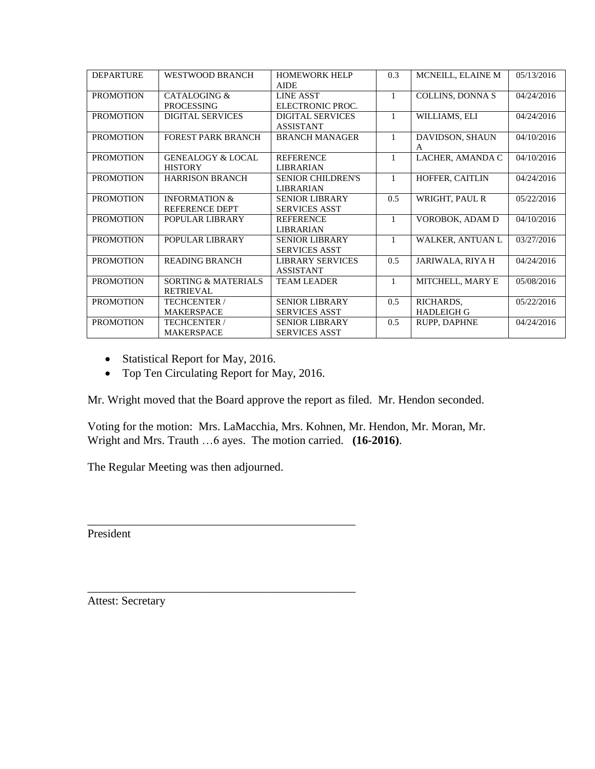| | | | | | |
|---|---|---|---|---|---|
| DEPARTURE | WESTWOOD BRANCH | HOMEWORK HELP AIDE | 0.3 | MCNEILL, ELAINE M | 05/13/2016 |
| PROMOTION | CATALOGING & PROCESSING | LINE ASST ELECTRONIC PROC. | 1 | COLLINS, DONNA S | 04/24/2016 |
| PROMOTION | DIGITAL SERVICES | DIGITAL SERVICES ASSISTANT | 1 | WILLIAMS, ELI | 04/24/2016 |
| PROMOTION | FOREST PARK BRANCH | BRANCH MANAGER | 1 | DAVIDSON, SHAUN A | 04/10/2016 |
| PROMOTION | GENEALOGY & LOCAL HISTORY | REFERENCE LIBRARIAN | 1 | LACHER, AMANDA C | 04/10/2016 |
| PROMOTION | HARRISON BRANCH | SENIOR CHILDREN'S LIBRARIAN | 1 | HOFFER, CAITLIN | 04/24/2016 |
| PROMOTION | INFORMATION & REFERENCE DEPT | SENIOR LIBRARY SERVICES ASST | 0.5 | WRIGHT, PAUL R | 05/22/2016 |
| PROMOTION | POPULAR LIBRARY | REFERENCE LIBRARIAN | 1 | VOROBOK, ADAM D | 04/10/2016 |
| PROMOTION | POPULAR LIBRARY | SENIOR LIBRARY SERVICES ASST | 1 | WALKER, ANTUAN L | 03/27/2016 |
| PROMOTION | READING BRANCH | LIBRARY SERVICES ASSISTANT | 0.5 | JARIWALA, RIYA H | 04/24/2016 |
| PROMOTION | SORTING & MATERIALS RETRIEVAL | TEAM LEADER | 1 | MITCHELL, MARY E | 05/08/2016 |
| PROMOTION | TECHCENTER / MAKERSPACE | SENIOR LIBRARY SERVICES ASST | 0.5 | RICHARDS, HADLEIGH G | 05/22/2016 |
| PROMOTION | TECHCENTER / MAKERSPACE | SENIOR LIBRARY SERVICES ASST | 0.5 | RUPP, DAPHNE | 04/24/2016 |

- Statistical Report for May, 2016.
- Top Ten Circulating Report for May, 2016.

Mr. Wright moved that the Board approve the report as filed. Mr. Hendon seconded.

Voting for the motion: Mrs. LaMacchia, Mrs. Kohnen, Mr. Hendon, Mr. Moran, Mr. Wright and Mrs. Trauth …6 ayes. The motion carried. **(16-2016)**.

The Regular Meeting was then adjourned.

\_\_\_\_\_\_\_\_\_\_\_\_\_\_\_\_\_\_\_\_\_\_\_\_\_\_\_\_\_\_\_\_\_\_\_\_\_\_\_\_\_\_\_\_

President

\_\_\_\_\_\_\_\_\_\_\_\_\_\_\_\_\_\_\_\_\_\_\_\_\_\_\_\_\_\_\_\_\_\_\_\_\_\_\_\_\_\_\_\_

Attest: Secretary